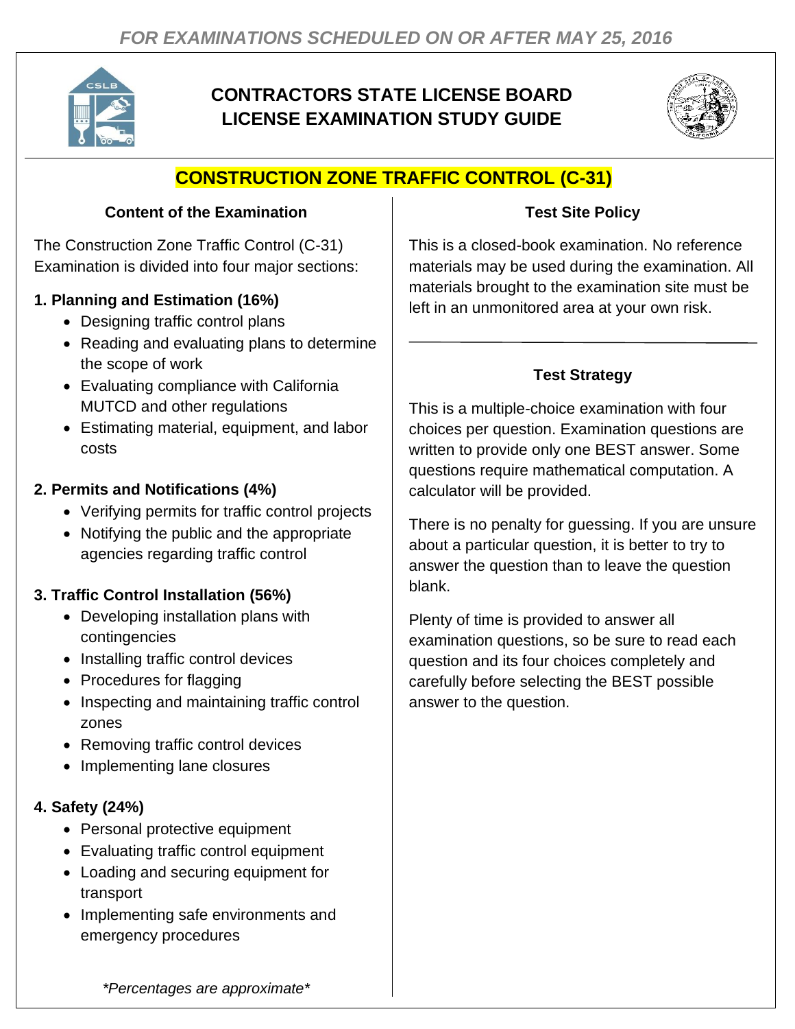*FOR EXAMINATIONS SCHEDULED ON OR AFTER MAY 25, 2016*

# CONTRACTORS STATE LICENSE BOARD LICENSE EXAMINATION STUDY GUIDE

## CONSTRUCTION ZONE TRAFFIC CONTROL (C-31)

### Content of the Examination

The Construction Zone Traffic Control (C-31) Examination is divided into four major sections:

**1. Planning and Estimation (16%)**

- Designing traffic control plans
- Reading and evaluating plans to determine the scope of work
- Evaluating compliance with California MUTCD and other regulations
- Estimating material, equipment, and labor costs

**2. Permits and Notifications (4%)**

- Verifying permits for traffic control projects
- Notifying the public and the appropriate agencies regarding traffic control

**3. Traffic Control Installation (56%)**

- Developing installation plans with contingencies
- Installing traffic control devices
- Procedures for flagging
- Inspecting and maintaining traffic control zones
- Removing traffic control devices
- Implementing lane closures

**4. Safety (24%)**

- Personal protective equipment
- Evaluating traffic control equipment
- Loading and securing equipment for transport
- Implementing safe environments and emergency procedures

*\*Percentages are approximate\**

### Test Site Policy

This is a closed-book examination. No reference materials may be used during the examination. All materials brought to the examination site must be left in an unmonitored area at your own risk.

### Test Strategy

This is a multiple-choice examination with four choices per question. Examination questions are written to provide only one BEST answer. Some questions require mathematical computation. A calculator will be provided.

There is no penalty for guessing. If you are unsure about a particular question, it is better to try to answer the question than to leave the question blank.

Plenty of time is provided to answer all examination questions, so be sure to read each question and its four choices completely and carefully before selecting the BEST possible answer to the question.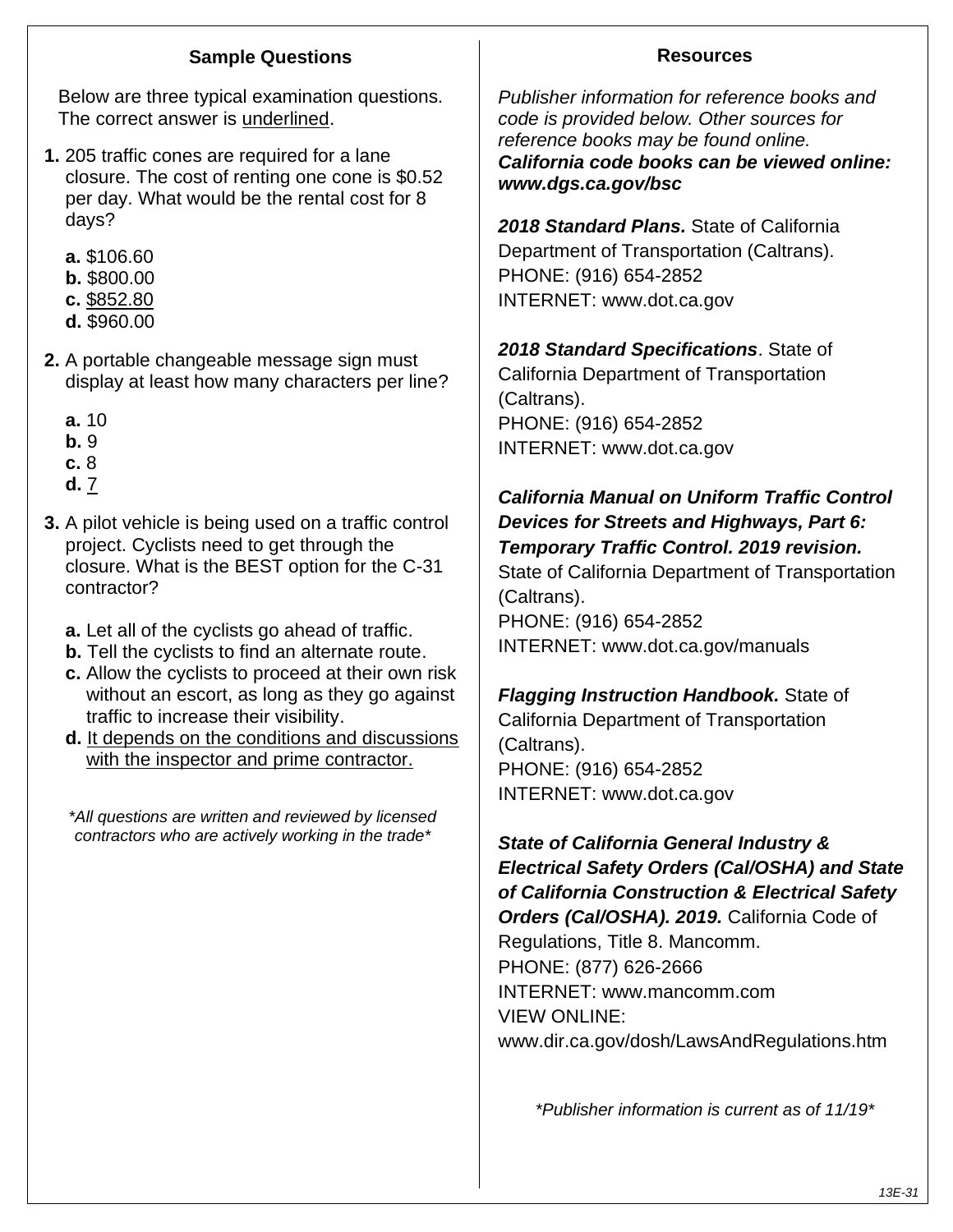## Sample Questions

Below are three typical examination questions. The correct answer is <u>underlined</u>.

**1.** 205 traffic cones are required for a lane closure. The cost of renting one cone is $0.52 per day. What would be the rental cost for 8 days?

**a.** $106.60
**b.** $800.00
**c.** <u>$852.80</u>
**d.** $960.00

**2.** A portable changeable message sign must display at least how many characters per line?

**a.** 10
**b.** 9
**c.** 8
**d.** <u>7</u>

**3.** A pilot vehicle is being used on a traffic control project. Cyclists need to get through the closure. What is the BEST option for the C-31 contractor?

**a.** Let all of the cyclists go ahead of traffic.
**b.** Tell the cyclists to find an alternate route.
**c.** Allow the cyclists to proceed at their own risk without an escort, as long as they go against traffic to increase their visibility.
**d.** <u>It depends on the conditions and discussions with the inspector and prime contractor.</u>

*\*All questions are written and reviewed by licensed contractors who are actively working in the trade\**

## Resources

*Publisher information for reference books and code is provided below. Other sources for reference books may be found online.*
***California code books can be viewed online: www.dgs.ca.gov/bsc***

***2018 Standard Plans.*** State of California Department of Transportation (Caltrans).
PHONE: (916) 654-2852
INTERNET: www.dot.ca.gov

***2018 Standard Specifications***. State of California Department of Transportation (Caltrans).
PHONE: (916) 654-2852
INTERNET: www.dot.ca.gov

***California Manual on Uniform Traffic Control Devices for Streets and Highways, Part 6: Temporary Traffic Control. 2019 revision.*** State of California Department of Transportation (Caltrans).
PHONE: (916) 654-2852
INTERNET: www.dot.ca.gov/manuals

***Flagging Instruction Handbook.*** State of California Department of Transportation (Caltrans).
PHONE: (916) 654-2852
INTERNET: www.dot.ca.gov

***State of California General Industry & Electrical Safety Orders (Cal/OSHA) and State of California Construction & Electrical Safety Orders (Cal/OSHA). 2019.*** California Code of Regulations, Title 8. Mancomm.
PHONE: (877) 626-2666
INTERNET: www.mancomm.com
VIEW ONLINE:
www.dir.ca.gov/dosh/LawsAndRegulations.htm

*\*Publisher information is current as of 11/19\**

13E-31